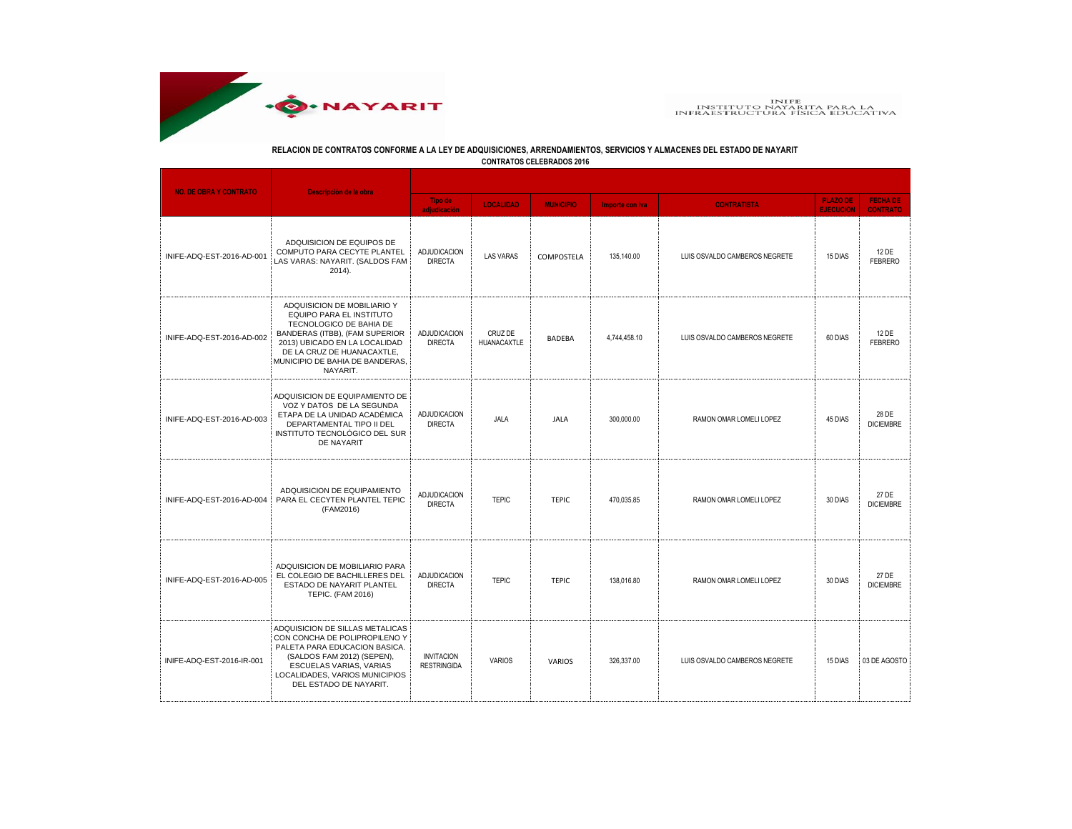NAYARIT

INIFE
INSTITUTO NAYARITA PARA LA
INFRAESTRUCTURA FÍSICA EDUCATIVA

## RELACION DE CONTRATOS CONFORME A LA LEY DE ADQUISICIONES, ARRENDAMIENTOS, SERVICIOS Y ALMACENES DEL ESTADO DE NAYARIT

### CONTRATOS CELEBRADOS 2016

| NO. DE OBRA Y CONTRATO | Descripción de la obra | Tipo de adjudicación | LOCALIDAD | MUNICIPIO | Importe con iva | CONTRATISTA | PLAZO DE EJECUCION | FECHA DE CONTRATO |
|---|---|---|---|---|---|---|---|---|
| INIFE-ADQ-EST-2016-AD-001 | ADQUISICION DE EQUIPOS DE COMPUTO PARA CECYTE PLANTEL LAS VARAS: NAYARIT. (SALDOS FAM 2014). | ADJUDICACION DIRECTA | LAS VARAS | COMPOSTELA | 135,140.00 | LUIS OSVALDO CAMBEROS NEGRETE | 15 DIAS | 12 DE FEBRERO |
| INIFE-ADQ-EST-2016-AD-002 | ADQUISICION DE MOBILIARIO Y EQUIPO PARA EL INSTITUTO TECNOLOGICO DE BAHIA DE BANDERAS (ITBB), (FAM SUPERIOR 2013) UBICADO EN LA LOCALIDAD DE LA CRUZ DE HUANACAXTLE, MUNICIPIO DE BAHIA DE BANDERAS, NAYARIT. | ADJUDICACION DIRECTA | CRUZ DE HUANACAXTLE | BADEBA | 4,744,458.10 | LUIS OSVALDO CAMBEROS NEGRETE | 60 DIAS | 12 DE FEBRERO |
| INIFE-ADQ-EST-2016-AD-003 | ADQUISICION DE EQUIPAMIENTO DE VOZ Y DATOS DE LA SEGUNDA ETAPA DE LA UNIDAD ACADÉMICA DEPARTAMENTAL TIPO II DEL INSTITUTO TECNOLÓGICO DEL SUR DE NAYARIT | ADJUDICACION DIRECTA | JALA | JALA | 300,000.00 | RAMON OMAR LOMELI LOPEZ | 45 DIAS | 28 DE DICIEMBRE |
| INIFE-ADQ-EST-2016-AD-004 | ADQUISICION DE EQUIPAMIENTO PARA EL CECYTEN PLANTEL TEPIC (FAM2016) | ADJUDICACION DIRECTA | TEPIC | TEPIC | 470,035.85 | RAMON OMAR LOMELI LOPEZ | 30 DIAS | 27 DE DICIEMBRE |
| INIFE-ADQ-EST-2016-AD-005 | ADQUISICION DE MOBILIARIO PARA EL COLEGIO DE BACHILLERES DEL ESTADO DE NAYARIT PLANTEL TEPIC. (FAM 2016) | ADJUDICACION DIRECTA | TEPIC | TEPIC | 138,016.80 | RAMON OMAR LOMELI LOPEZ | 30 DIAS | 27 DE DICIEMBRE |
| INIFE-ADQ-EST-2016-IR-001 | ADQUISICION DE SILLAS METALICAS CON CONCHA DE POLIPROPILENO Y PALETA PARA EDUCACION BASICA. (SALDOS FAM 2012) (SEPEN), ESCUELAS VARIAS, VARIAS LOCALIDADES, VARIOS MUNICIPIOS DEL ESTADO DE NAYARIT. | INVITACION RESTRINGIDA | VARIOS | VARIOS | 326,337.00 | LUIS OSVALDO CAMBEROS NEGRETE | 15 DIAS | 03 DE AGOSTO |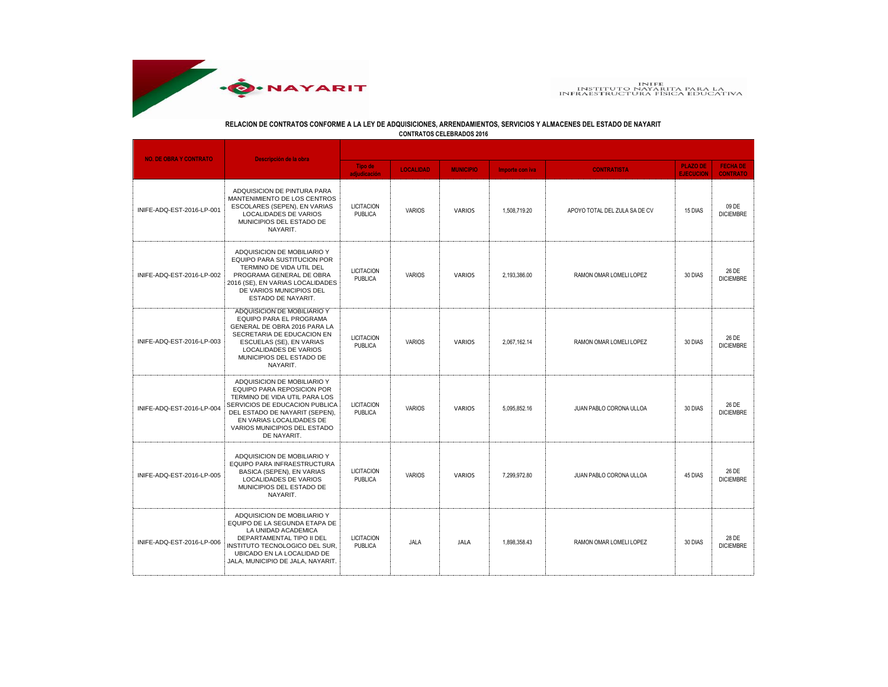NAYARIT

INIFE
INSTITUTO NAYARITA PARA LA
INFRAESTRUCTURA FÍSICA EDUCATIVA

**RELACION DE CONTRATOS CONFORME A LA LEY DE ADQUISICIONES, ARRENDAMIENTOS, SERVICIOS Y ALMACENES DEL ESTADO DE NAYARIT**

**CONTRATOS CELEBRADOS 2016**

| NO. DE OBRA Y CONTRATO | Descripción de la obra | Tipo de adjudicación | LOCALIDAD | MUNICIPIO | Importe con iva | CONTRATISTA | PLAZO DE EJECUCION | FECHA DE CONTRATO |
|---|---|---|---|---|---|---|---|---|
| INIFE-ADQ-EST-2016-LP-001 | ADQUISICION DE PINTURA PARA MANTENIMIENTO DE LOS CENTROS ESCOLARES (SEPEN), EN VARIAS LOCALIDADES DE VARIOS MUNICIPIOS DEL ESTADO DE NAYARIT. | LICITACION PUBLICA | VARIOS | VARIOS | 1,508,719.20 | APOYO TOTAL DEL ZULA SA DE CV | 15 DIAS | 09 DE DICIEMBRE |
| INIFE-ADQ-EST-2016-LP-002 | ADQUISICION DE MOBILIARIO Y EQUIPO PARA SUSTITUCION POR TERMINO DE VIDA UTIL DEL PROGRAMA GENERAL DE OBRA 2016 (SE), EN VARIAS LOCALIDADES DE VARIOS MUNICIPIOS DEL ESTADO DE NAYARIT. | LICITACION PUBLICA | VARIOS | VARIOS | 2,193,386.00 | RAMON OMAR LOMELI LOPEZ | 30 DIAS | 26 DE DICIEMBRE |
| INIFE-ADQ-EST-2016-LP-003 | ADQUISICION DE MOBILIARIO Y EQUIPO PARA EL PROGRAMA GENERAL DE OBRA 2016 PARA LA SECRETARIA DE EDUCACION EN ESCUELAS (SE), EN VARIAS LOCALIDADES DE VARIOS MUNICIPIOS DEL ESTADO DE NAYARIT. | LICITACION PUBLICA | VARIOS | VARIOS | 2,067,162.14 | RAMON OMAR LOMELI LOPEZ | 30 DIAS | 26 DE DICIEMBRE |
| INIFE-ADQ-EST-2016-LP-004 | ADQUISICION DE MOBILIARIO Y EQUIPO PARA REPOSICION POR TERMINO DE VIDA UTIL PARA LOS SERVICIOS DE EDUCACION PUBLICA DEL ESTADO DE NAYARIT (SEPEN), EN VARIAS LOCALIDADES DE VARIOS MUNICIPIOS DEL ESTADO DE NAYARIT. | LICITACION PUBLICA | VARIOS | VARIOS | 5,095,852.16 | JUAN PABLO CORONA ULLOA | 30 DIAS | 26 DE DICIEMBRE |
| INIFE-ADQ-EST-2016-LP-005 | ADQUISICION DE MOBILIARIO Y EQUIPO PARA INFRAESTRUCTURA BASICA (SEPEN), EN VARIAS LOCALIDADES DE VARIOS MUNICIPIOS DEL ESTADO DE NAYARIT. | LICITACION PUBLICA | VARIOS | VARIOS | 7,299,972.80 | JUAN PABLO CORONA ULLOA | 45 DIAS | 26 DE DICIEMBRE |
| INIFE-ADQ-EST-2016-LP-006 | ADQUISICION DE MOBILIARIO Y EQUIPO DE LA SEGUNDA ETAPA DE LA UNIDAD ACADEMICA DEPARTAMENTAL TIPO II DEL INSTITUTO TECNOLOGICO DEL SUR, UBICADO EN LA LOCALIDAD DE JALA, MUNICIPIO DE JALA, NAYARIT. | LICITACION PUBLICA | JALA | JALA | 1,898,358.43 | RAMON OMAR LOMELI LOPEZ | 30 DIAS | 28 DE DICIEMBRE |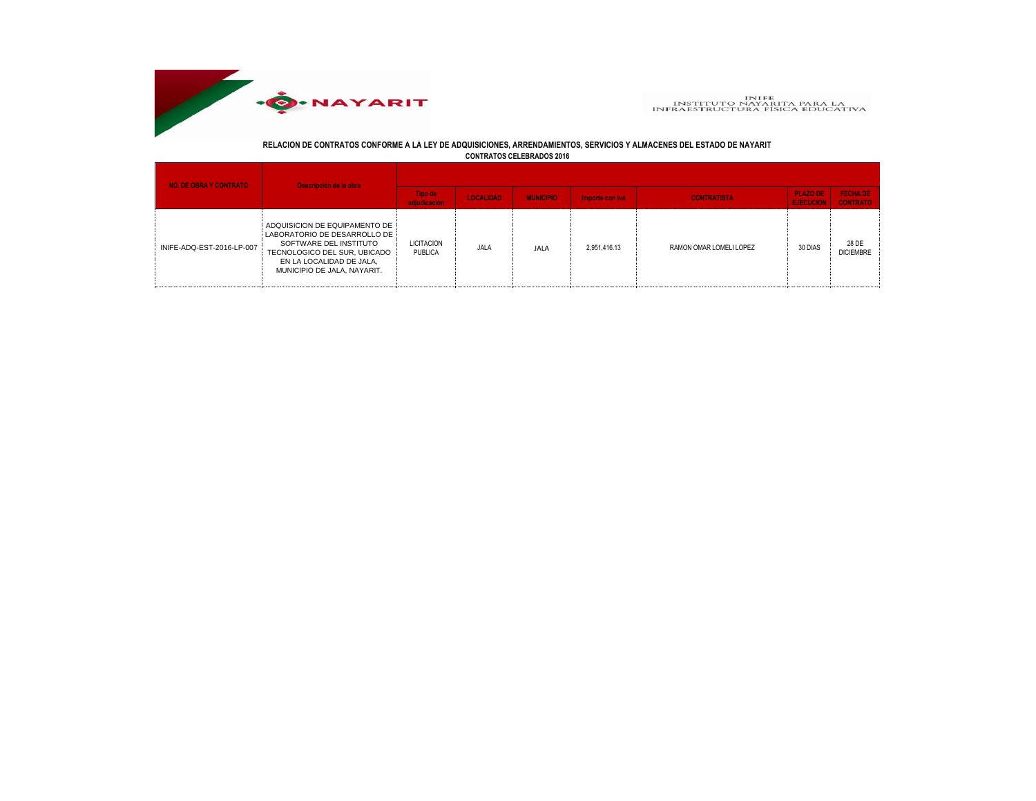NAYARIT

INIFE
INSTITUTO NAYARITA PARA LA
INFRAESTRUCTURA FISICA EDUCATIVA

**RELACION DE CONTRATOS CONFORME A LA LEY DE ADQUISICIONES, ARRENDAMIENTOS, SERVICIOS Y ALMACENES DEL ESTADO DE NAYARIT**

**CONTRATOS CELEBRADOS 2016**

| NO. DE OBRA Y CONTRATO | Descripción de la obra | Tipo de adjudicación | LOCALIDAD | MUNICIPIO | Importe con iva | CONTRATISTA | PLAZO DE EJECUCION | FECHA DE CONTRATO |
|---|---|---|---|---|---|---|---|---|
| INIFE-ADQ-EST-2016-LP-007 | ADQUISICION DE EQUIPAMENTO DE LABORATORIO DE DESARROLLO DE SOFTWARE DEL INSTITUTO TECNOLOGICO DEL SUR, UBICADO EN LA LOCALIDAD DE JALA, MUNICIPIO DE JALA, NAYARIT. | LICITACION PUBLICA | JALA | JALA | 2,951,416.13 | RAMON OMAR LOMELI LOPEZ | 30 DIAS | 28 DE DICIEMBRE |